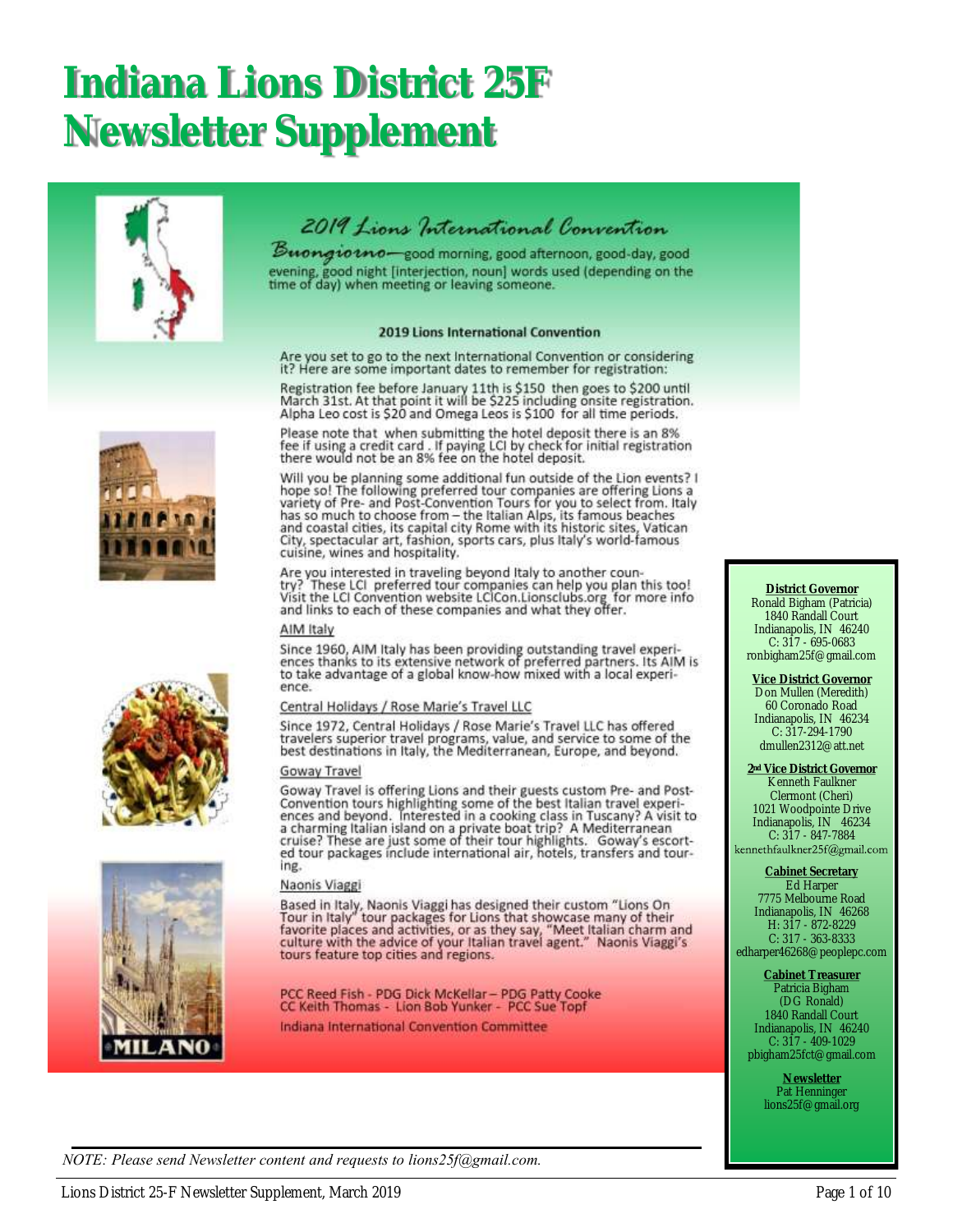# Indiana Lions District 25F Newsletter Supplement

## 2019 Lions International Convention

*Buongiorno*—good morning, good afternoon, good-day, good evening, good night [interjection, noun] words used (depending on the time of day) when meeting or leaving someone.

### 2019 Lions International Convention

Are you set to go to the next International Convention or considering it? Here are some important dates to remember for registration:

Registration fee before January 11th is $150 then goes to $200 until March 31st. At that point it will be $225 including onsite registration. Alpha Leo cost is $20 and Omega Leos is $100 for all time periods.

Please note that when submitting the hotel deposit there is an 8% fee if using a credit card. If paying LCI by check for initial registration there would not be an 8% fee on the hotel deposit.

Will you be planning some additional fun outside of the Lion events? I hope so! The following preferred tour companies are offering Lions a variety of Pre- and Post-Convention Tours for you to select from. Italy has so much to choose from – the Italian Alps, its famous beaches and coastal cities, its capital city Rome with its historic sites, Vatican City, spectacular art, fashion, sports cars, plus Italy's world-famous cuisine, wines and hospitality.

Are you interested in traveling beyond Italy to another country? These LCI preferred tour companies can help you plan this too! Visit the LCI Convention website LCICon.Lionsclubs.org for more info and links to each of these companies and what they offer.

AIM Italy

Since 1960, AIM Italy has been providing outstanding travel experiences thanks to its extensive network of preferred partners. Its AIM is to take advantage of a global know-how mixed with a local experience.

Central Holidays / Rose Marie's Travel LLC

Since 1972, Central Holidays / Rose Marie's Travel LLC has offered travelers superior travel programs, value, and service to some of the best destinations in Italy, the Mediterranean, Europe, and beyond.

Goway Travel

Goway Travel is offering Lions and their guests custom Pre- and Post-Convention tours highlighting some of the best Italian travel experiences and beyond. Interested in a cooking class in Tuscany? A visit to a charming Italian island on a private boat trip? A Mediterranean cruise? These are just some of their tour highlights. Goway's escorted tour packages include international air, hotels, transfers and touring.

Naonis Viaggi

Based in Italy, Naonis Viaggi has designed their custom "Lions On Tour in Italy" tour packages for Lions that showcase many of their favorite places and activities, or as they say, "Meet Italian charm and culture with the advice of your Italian travel agent." Naonis Viaggi's tours feature top cities and regions.

PCC Reed Fish - PDG Dick McKellar – PDG Patty Cooke
CC Keith Thomas - Lion Bob Yunker - PCC Sue Topf

Indiana International Convention Committee

---

**District Governor**
Ronald Bigham (Patricia)
1840 Randall Court
Indianapolis, IN 46240
C: 317 - 695-0683
ronbigham25f@gmail.com

**Vice District Governor**
Don Mullen (Meredith)
60 Coronado Road
Indianapolis, IN 46234
C: 317-294-1790
dmullen2312@att.net

**2nd Vice District Governor**
Kenneth Faulkner
Clermont (Cheri)
1021 Woodpointe Drive
Indianapolis, IN 46234
C: 317 - 847-7884
kennethfaulkner25f@gmail.com

**Cabinet Secretary**
Ed Harper
7775 Melbourne Road
Indianapolis, IN 46268
H: 317 - 872-8229
C: 317 - 363-8333
edharper46268@peoplepc.com

**Cabinet Treasurer**
Patricia Bigham
(DG Ronald)
1840 Randall Court
Indianapolis, IN 46240
C: 317 - 409-1029
pbigham25fct@gmail.com

**Newsletter**
Pat Henninger
lions25f@gmail.org

---

*NOTE: Please send Newsletter content and requests to lions25f@gmail.com.*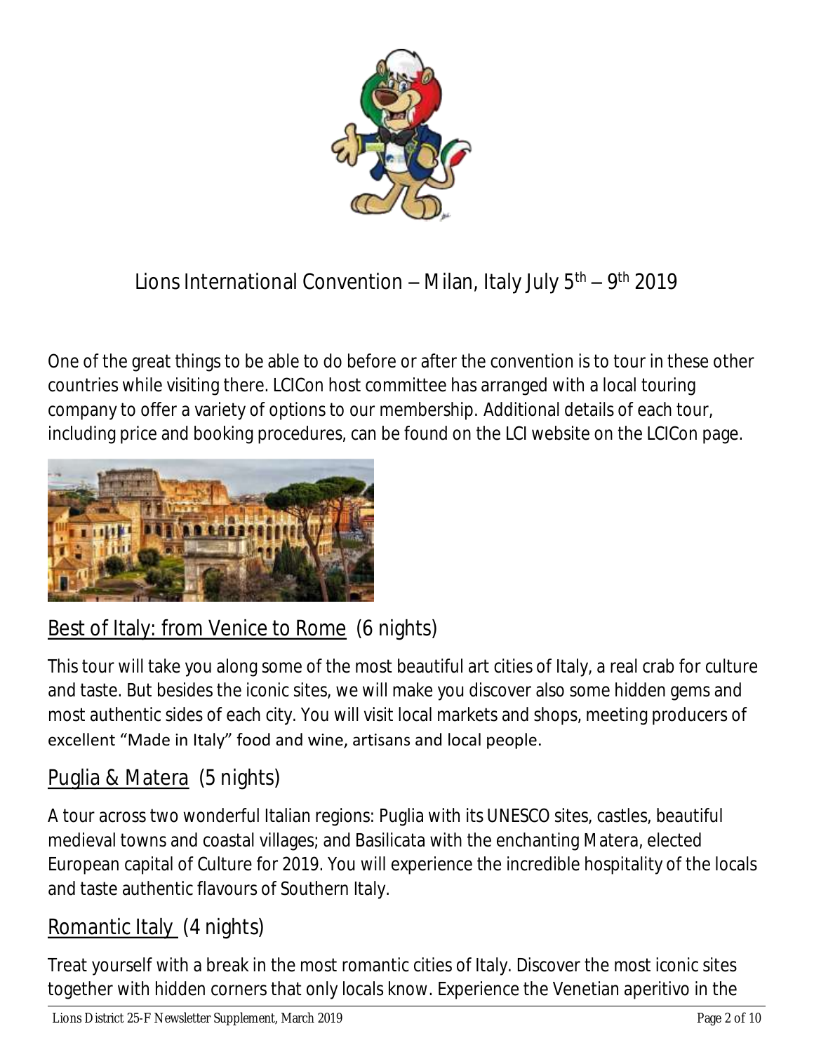# Lions International Convention – Milan, Italy July 5th – 9th 2019

One of the great things to be able to do before or after the convention is to tour in these other countries while visiting there. LCICon host committee has arranged with a local touring company to offer a variety of options to our membership. Additional details of each tour, including price and booking procedures, can be found on the LCI website on the LCICon page.

## Best of Italy: from Venice to Rome (6 nights)

This tour will take you along some of the most beautiful art cities of Italy, a real crab for culture and taste. But besides the iconic sites, we will make you discover also some hidden gems and most authentic sides of each city. You will visit local markets and shops, meeting producers of excellent "Made in Italy" food and wine, artisans and local people.

## Puglia & Matera (5 nights)

A tour across two wonderful Italian regions: Puglia with its UNESCO sites, castles, beautiful medieval towns and coastal villages; and Basilicata with the enchanting Matera, elected European capital of Culture for 2019. You will experience the incredible hospitality of the locals and taste authentic flavours of Southern Italy.

## Romantic Italy (4 nights)

Treat yourself with a break in the most romantic cities of Italy. Discover the most iconic sites together with hidden corners that only locals know. Experience the Venetian aperitivo in the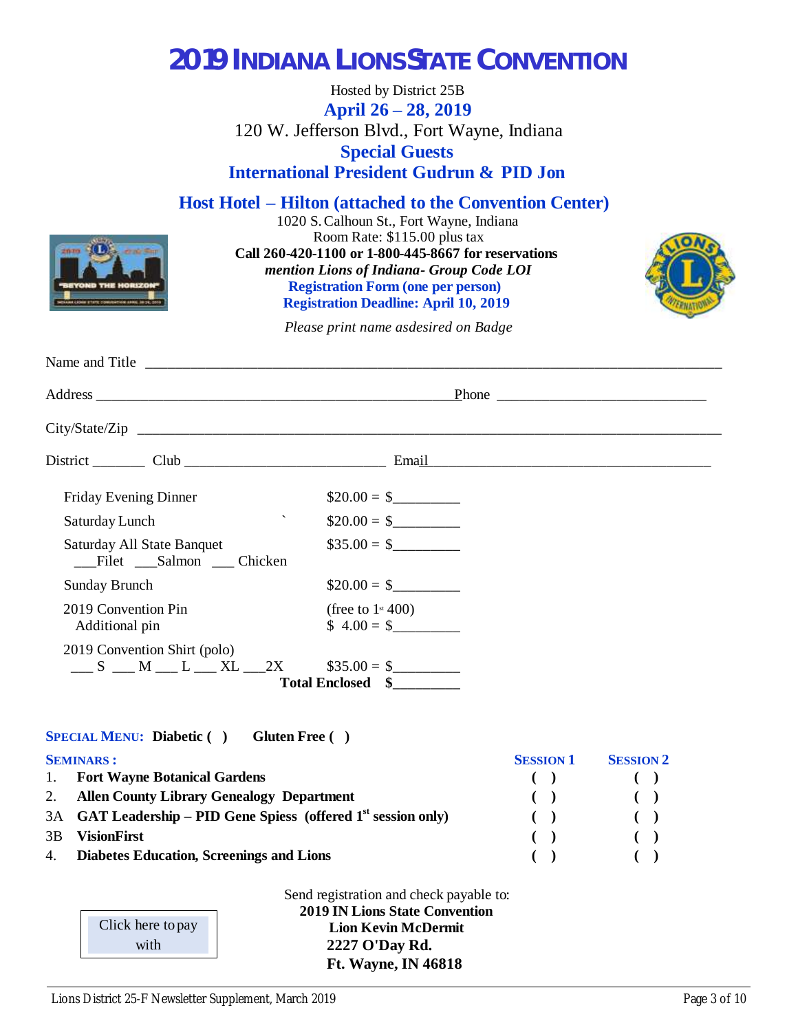# 2019 INDIANA LIONS STATE CONVENTION

Hosted by District 25B

**April 26 – 28, 2019**

120 W. Jefferson Blvd., Fort Wayne, Indiana

**Special Guests**

**International President Gudrun & PID Jon**

## Host Hotel – Hilton (attached to the Convention Center)

1020 S. Calhoun St., Fort Wayne, Indiana

Room Rate: $115.00 plus tax

**Call 260-420-1100 or 1-800-445-8667 for reservations**

***mention Lions of Indiana- Group Code LOI***

**Registration Form (one per person)**

**Registration Deadline: April 10, 2019**

*Please print name asdesired on Badge*

Name and Title ______________________________________________

Address ______________________________ Phone ____________________

City/State/Zip ______________________________________________

District _______ Club ____________________ Email ____________________

| | |
|---|---|
| Friday Evening Dinner | $20.00 = $_________ |
| Saturday Lunch | $20.00 = $_________ |
| Saturday All State Banquet ___Filet ___Salmon ___ Chicken | $35.00 = $_________ |
| Sunday Brunch | $20.00 = $_________ |
| 2019 Convention Pin Additional pin | (free to 1st 400) $ 4.00 = $_________ |
| 2019 Convention Shirt (polo) ___ S ___ M ___ L ___ XL ___2X | $35.00 = $_________ |
| **Total Enclosed** | **$_________** |

**SPECIAL MENU: Diabetic ( )   Gluten Free ( )**

| **SEMINARS :** | | **SESSION 1** | **SESSION 2** |
|---|---|---|---|
| 1. | **Fort Wayne Botanical Gardens** | ( ) | ( ) |
| 2. | **Allen County Library Genealogy Department** | ( ) | ( ) |
| 3A | **GAT Leadership – PID Gene Spiess (offered 1st session only)** | ( ) | ( ) |
| 3B | **VisionFirst** | ( ) | ( ) |
| 4. | **Diabetes Education, Screenings and Lions** | ( ) | ( ) |

Click here to pay with

Send registration and check payable to:

**2019 IN Lions State Convention**
**Lion Kevin McDermit**
**2227 O'Day Rd.**
**Ft. Wayne, IN 46818**

Lions District 25-F Newsletter Supplement, March 2019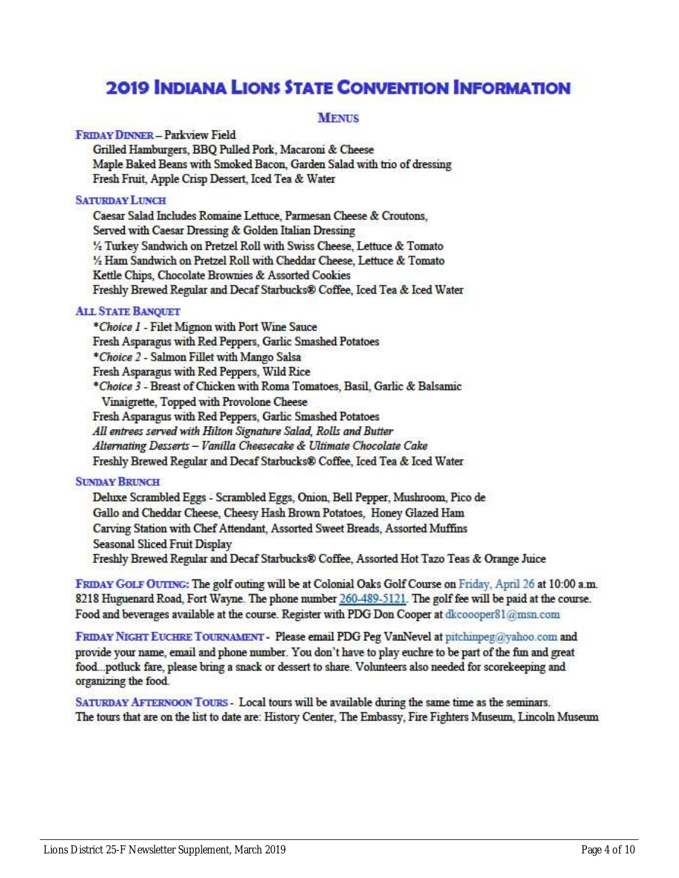# 2019 Indiana Lions State Convention Information

## Menus

**Friday Dinner** – Parkview Field

Grilled Hamburgers, BBQ Pulled Pork, Macaroni & Cheese
Maple Baked Beans with Smoked Bacon, Garden Salad with trio of dressing
Fresh Fruit, Apple Crisp Dessert, Iced Tea & Water

**Saturday Lunch**

Caesar Salad Includes Romaine Lettuce, Parmesan Cheese & Croutons,
Served with Caesar Dressing & Golden Italian Dressing
½ Turkey Sandwich on Pretzel Roll with Swiss Cheese, Lettuce & Tomato
½ Ham Sandwich on Pretzel Roll with Cheddar Cheese, Lettuce & Tomato
Kettle Chips, Chocolate Brownies & Assorted Cookies
Freshly Brewed Regular and Decaf Starbucks® Coffee, Iced Tea & Iced Water

**All State Banquet**

**Choice 1* - Filet Mignon with Port Wine Sauce
Fresh Asparagus with Red Peppers, Garlic Smashed Potatoes
**Choice 2* - Salmon Fillet with Mango Salsa
Fresh Asparagus with Red Peppers, Wild Rice
**Choice 3* - Breast of Chicken with Roma Tomatoes, Basil, Garlic & Balsamic Vinaigrette, Topped with Provolone Cheese
Fresh Asparagus with Red Peppers, Garlic Smashed Potatoes
*All entrees served with Hilton Signature Salad, Rolls and Butter*
*Alternating Desserts – Vanilla Cheesecake & Ultimate Chocolate Cake*
Freshly Brewed Regular and Decaf Starbucks® Coffee, Iced Tea & Iced Water

**Sunday Brunch**

Deluxe Scrambled Eggs - Scrambled Eggs, Onion, Bell Pepper, Mushroom, Pico de Gallo and Cheddar Cheese, Cheesy Hash Brown Potatoes, Honey Glazed Ham
Carving Station with Chef Attendant, Assorted Sweet Breads, Assorted Muffins
Seasonal Sliced Fruit Display
Freshly Brewed Regular and Decaf Starbucks® Coffee, Assorted Hot Tazo Teas & Orange Juice

**Friday Golf Outing:** The golf outing will be at Colonial Oaks Golf Course on Friday, April 26 at 10:00 a.m. 8218 Huguenard Road, Fort Wayne. The phone number 260-489-5121. The golf fee will be paid at the course. Food and beverages available at the course. Register with PDG Don Cooper at dkcoooper81@msn.com

**Friday Night Euchre Tournament** - Please email PDG Peg VanNevel at pitchinpeg@yahoo.com and provide your name, email and phone number. You don't have to play euchre to be part of the fun and great food...potluck fare, please bring a snack or dessert to share. Volunteers also needed for scorekeeping and organizing the food.

**Saturday Afternoon Tours** - Local tours will be available during the same time as the seminars. The tours that are on the list to date are: History Center, The Embassy, Fire Fighters Museum, Lincoln Museum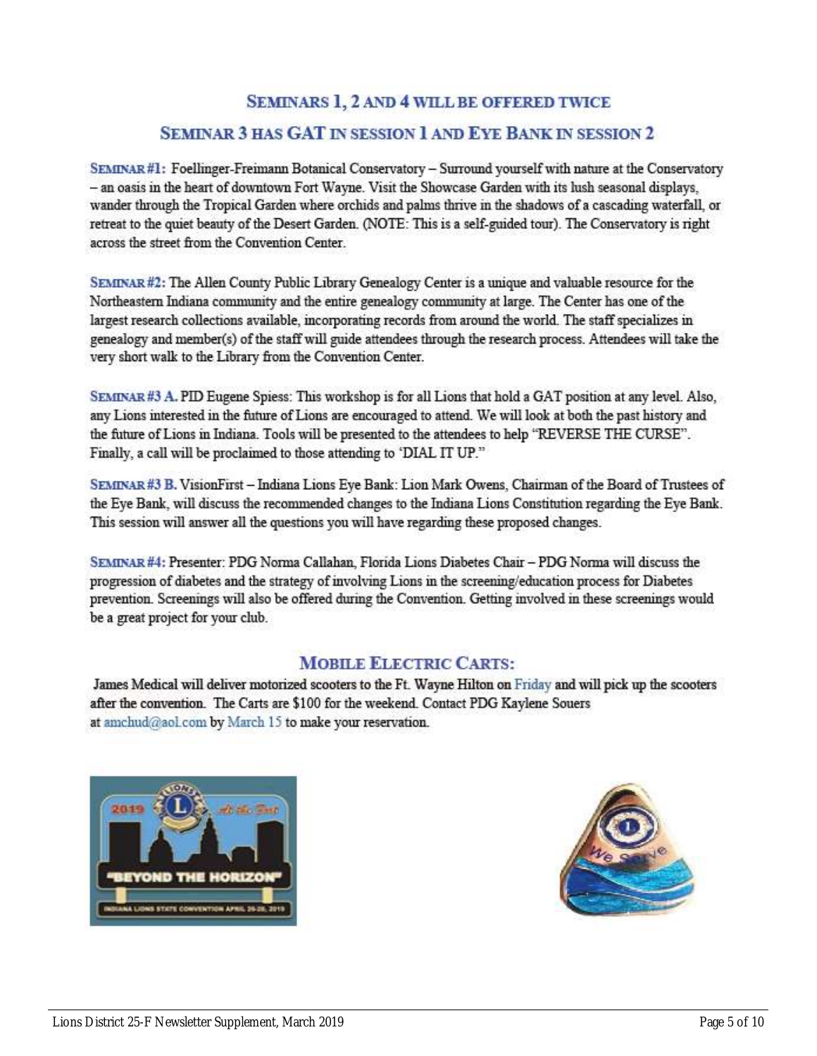## Seminars 1, 2 and 4 will be offered twice

## Seminar 3 has GAT in session 1 and Eye Bank in session 2

**Seminar #1:** Foellinger-Freimann Botanical Conservatory – Surround yourself with nature at the Conservatory – an oasis in the heart of downtown Fort Wayne. Visit the Showcase Garden with its lush seasonal displays, wander through the Tropical Garden where orchids and palms thrive in the shadows of a cascading waterfall, or retreat to the quiet beauty of the Desert Garden. (NOTE: This is a self-guided tour). The Conservatory is right across the street from the Convention Center.

**Seminar #2:** The Allen County Public Library Genealogy Center is a unique and valuable resource for the Northeastern Indiana community and the entire genealogy community at large. The Center has one of the largest research collections available, incorporating records from around the world. The staff specializes in genealogy and member(s) of the staff will guide attendees through the research process. Attendees will take the very short walk to the Library from the Convention Center.

**Seminar #3 A.** PID Eugene Spiess: This workshop is for all Lions that hold a GAT position at any level. Also, any Lions interested in the future of Lions are encouraged to attend. We will look at both the past history and the future of Lions in Indiana. Tools will be presented to the attendees to help "REVERSE THE CURSE". Finally, a call will be proclaimed to those attending to 'DIAL IT UP."

**Seminar #3 B.** VisionFirst – Indiana Lions Eye Bank: Lion Mark Owens, Chairman of the Board of Trustees of the Eye Bank, will discuss the recommended changes to the Indiana Lions Constitution regarding the Eye Bank. This session will answer all the questions you will have regarding these proposed changes.

**Seminar #4:** Presenter: PDG Norma Callahan, Florida Lions Diabetes Chair – PDG Norma will discuss the progression of diabetes and the strategy of involving Lions in the screening/education process for Diabetes prevention. Screenings will also be offered during the Convention. Getting involved in these screenings would be a great project for your club.

## Mobile Electric Carts:

James Medical will deliver motorized scooters to the Ft. Wayne Hilton on Friday and will pick up the scooters after the convention. The Carts are $100 for the weekend. Contact PDG Kaylene Souers at amchud@aol.com by March 15 to make your reservation.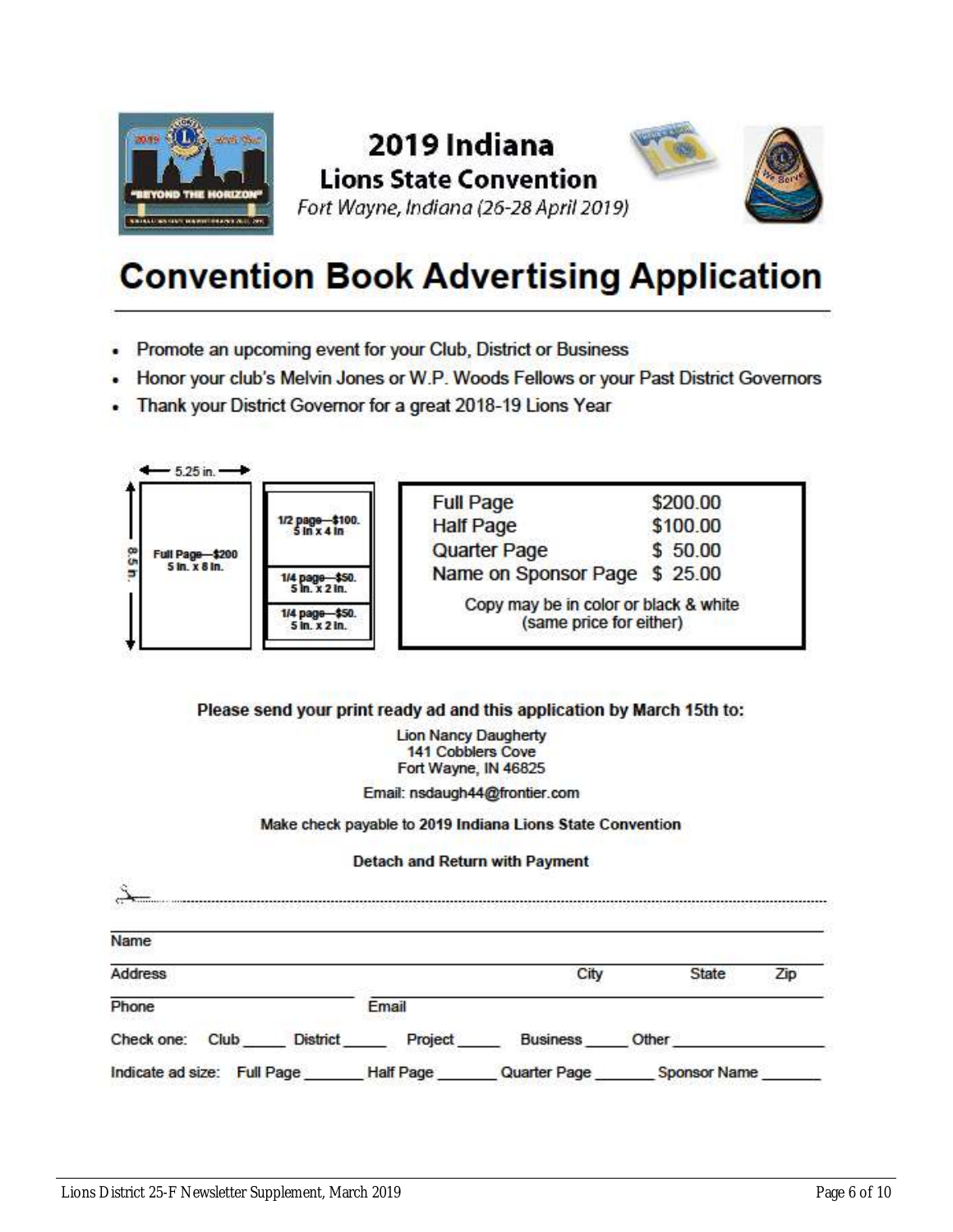# 2019 Indiana Lions State Convention

*Fort Wayne, Indiana (26-28 April 2019)*

# Convention Book Advertising Application

- Promote an upcoming event for your Club, District or Business
- Honor your club's Melvin Jones or W.P. Woods Fellows or your Past District Governors
- Thank your District Governor for a great 2018-19 Lions Year

5.25 in.

8.5 in.

Full Page—$200
5 in. x 8 in.

1/2 page—$100.
5 in x 4 in

1/4 page—$50.
5 in. x 2 in.

1/4 page—$50.
5 in. x 2 in.

| | |
|---|---|
| Full Page | $200.00 |
| Half Page | $100.00 |
| Quarter Page | $ 50.00 |
| Name on Sponsor Page | $ 25.00 |

Copy may be in color or black & white (same price for either)

**Please send your print ready ad and this application by March 15th to:**

Lion Nancy Daugherty
141 Cobblers Cove
Fort Wayne, IN 46825

Email: nsdaugh44@frontier.com

Make check payable to **2019 Indiana Lions State Convention**

**Detach and Return with Payment**

---

Name ______________________________________________

Address ______________________ City __________ State ______ Zip ______

Phone ____________________ Email ____________________________

Check one: Club _____ District _____ Project _____ Business _____ Other __________

Indicate ad size: Full Page _______ Half Page _______ Quarter Page _______ Sponsor Name _______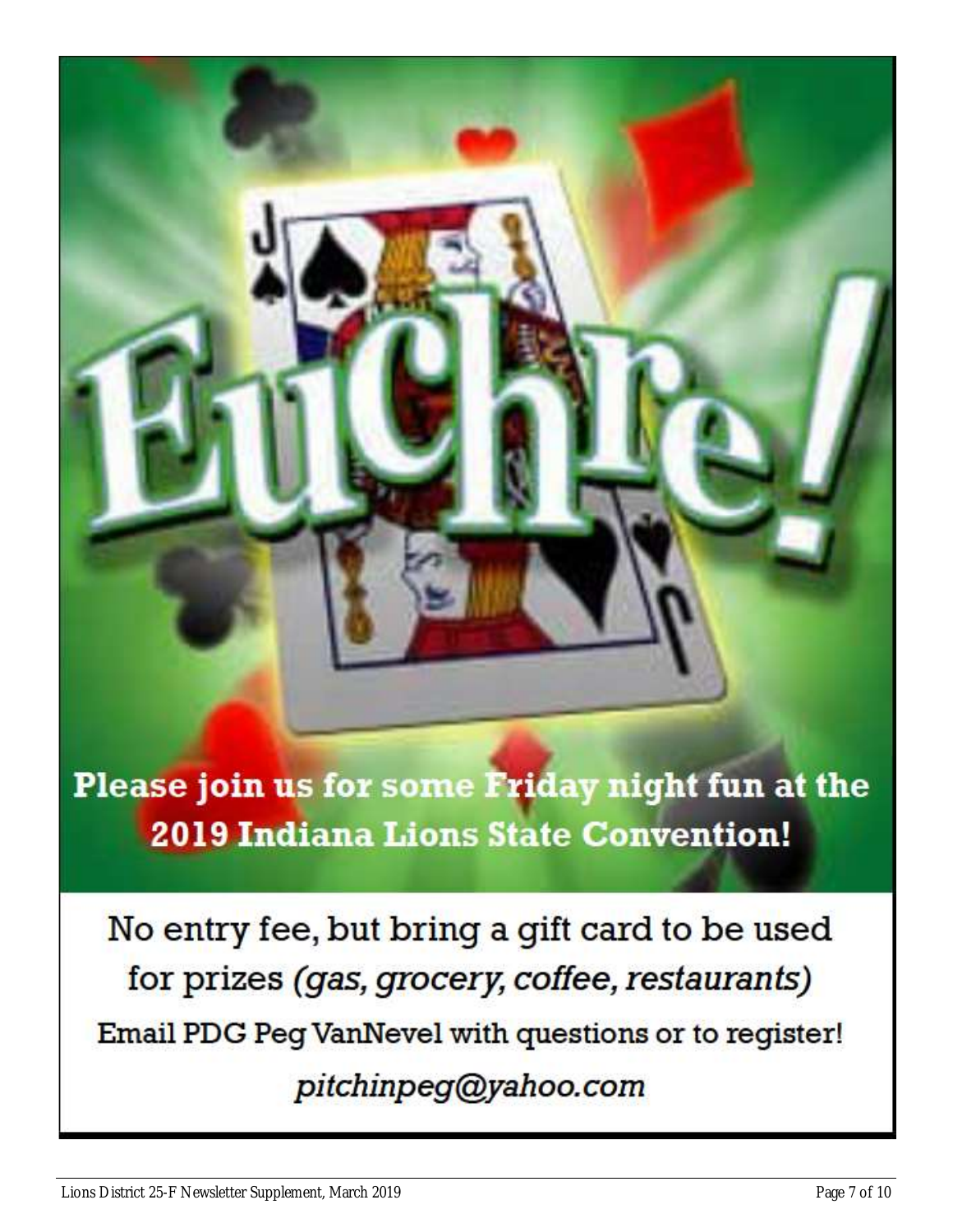# Euchre!

**Please join us for some Friday night fun at the 2019 Indiana Lions State Convention!**

No entry fee, but bring a gift card to be used for prizes *(gas, grocery, coffee, restaurants)*

Email PDG Peg VanNevel with questions or to register!

*pitchinpeg@yahoo.com*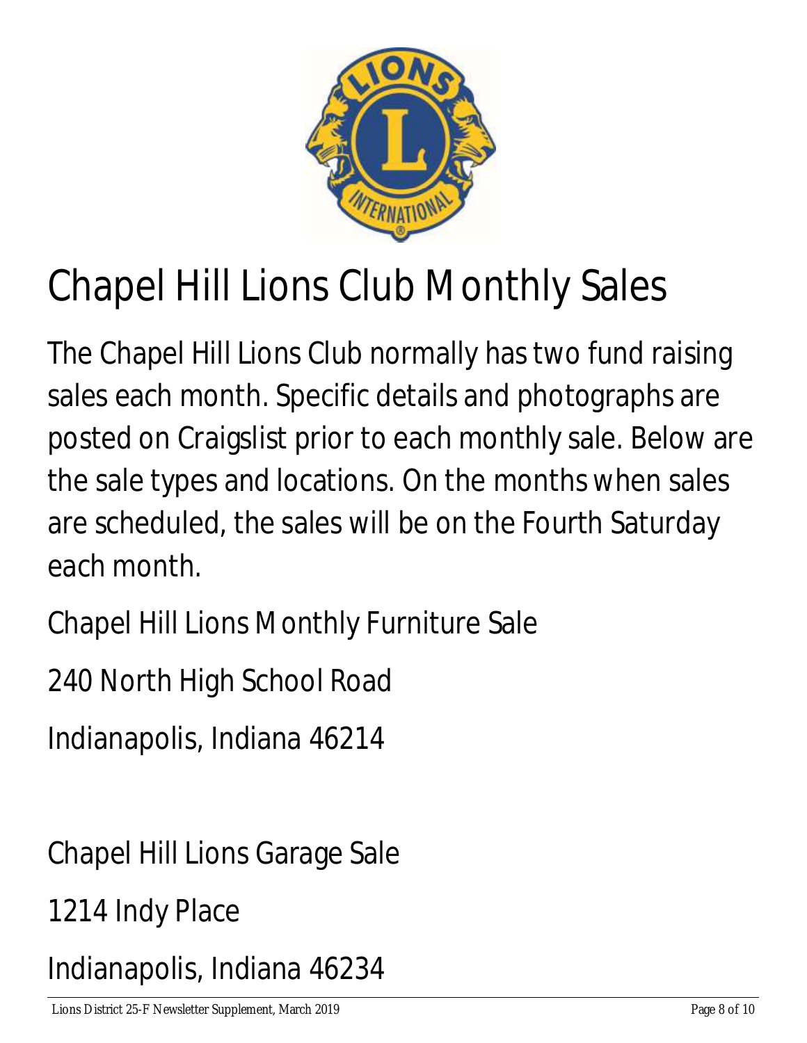# Chapel Hill Lions Club Monthly Sales

The Chapel Hill Lions Club normally has two fund raising sales each month. Specific details and photographs are posted on Craigslist prior to each monthly sale. Below are the sale types and locations. On the months when sales are scheduled, the sales will be on the Fourth Saturday each month.

Chapel Hill Lions Monthly Furniture Sale

240 North High School Road

Indianapolis, Indiana 46214

Chapel Hill Lions Garage Sale

1214 Indy Place

Indianapolis, Indiana 46234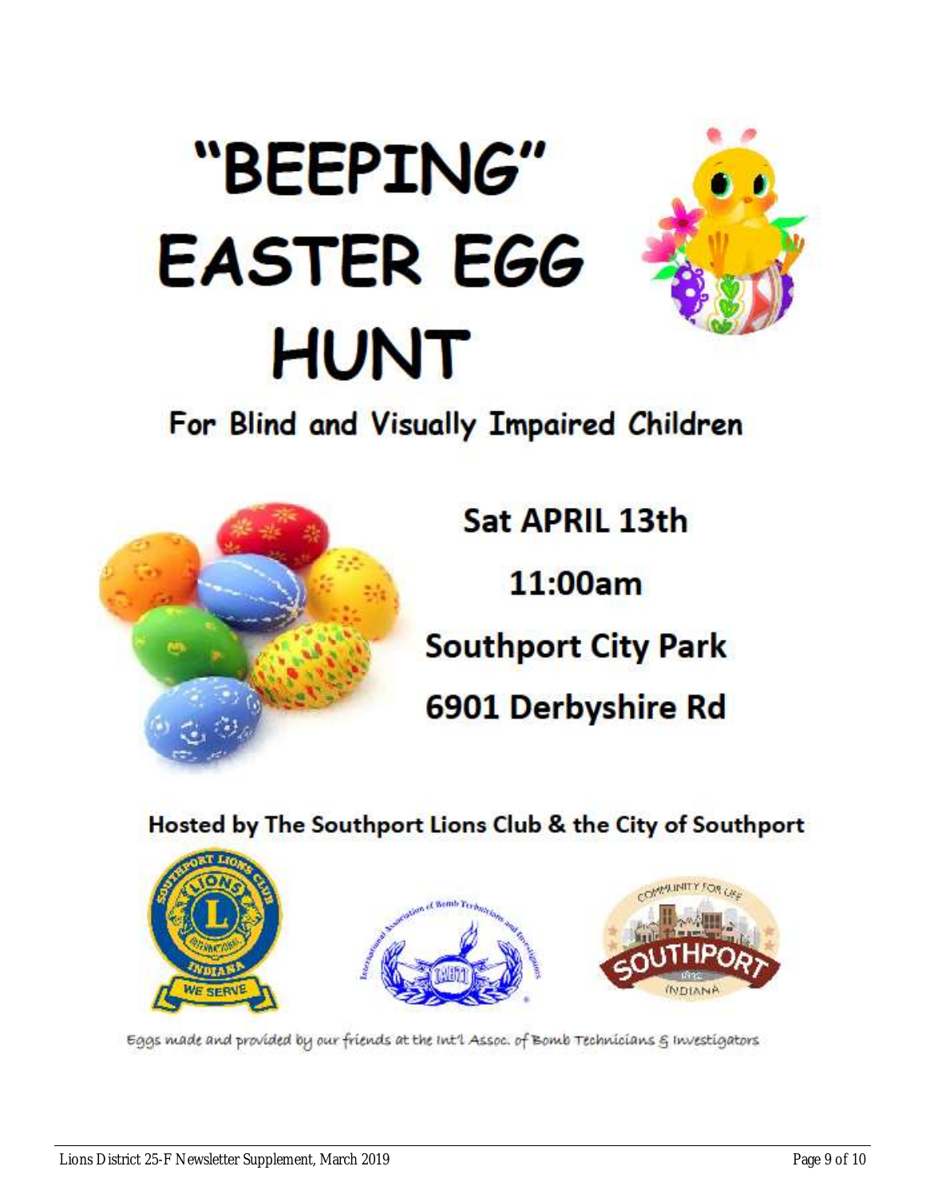# "BEEPING" EASTER EGG HUNT

## For Blind and Visually Impaired Children

**Sat APRIL 13th**

**11:00am**

**Southport City Park**

**6901 Derbyshire Rd**

**Hosted by The Southport Lions Club & the City of Southport**

Eggs made and provided by our friends at the Int'l Assoc. of Bomb Technicians & Investigators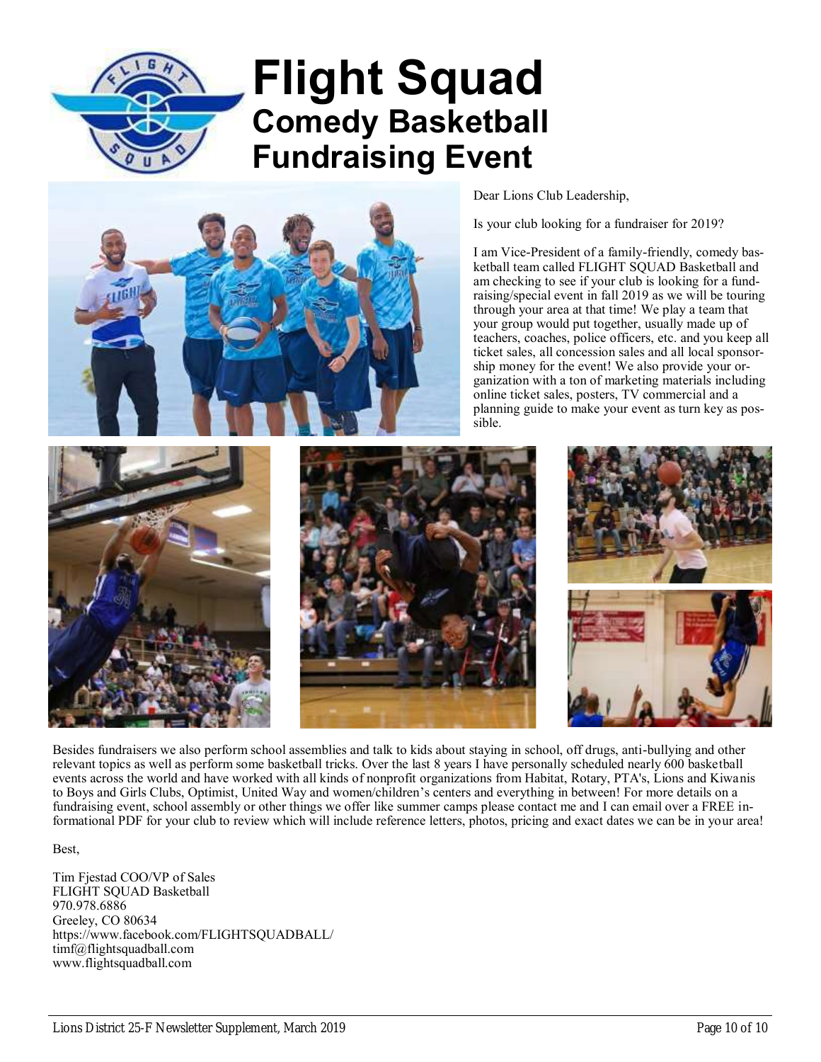# Flight Squad

## Comedy Basketball Fundraising Event

Dear Lions Club Leadership,

Is your club looking for a fundraiser for 2019?

I am Vice-President of a family-friendly, comedy basketball team called FLIGHT SQUAD Basketball and am checking to see if your club is looking for a fundraising/special event in fall 2019 as we will be touring through your area at that time! We play a team that your group would put together, usually made up of teachers, coaches, police officers, etc. and you keep all ticket sales, all concession sales and all local sponsorship money for the event! We also provide your organization with a ton of marketing materials including online ticket sales, posters, TV commercial and a planning guide to make your event as turn key as possible.

Besides fundraisers we also perform school assemblies and talk to kids about staying in school, off drugs, anti-bullying and other relevant topics as well as perform some basketball tricks. Over the last 8 years I have personally scheduled nearly 600 basketball events across the world and have worked with all kinds of nonprofit organizations from Habitat, Rotary, PTA's, Lions and Kiwanis to Boys and Girls Clubs, Optimist, United Way and women/children's centers and everything in between! For more details on a fundraising event, school assembly or other things we offer like summer camps please contact me and I can email over a FREE informational PDF for your club to review which will include reference letters, photos, pricing and exact dates we can be in your area!

Best,

Tim Fjestad COO/VP of Sales  
FLIGHT SQUAD Basketball  
970.978.6886  
Greeley, CO 80634  
https://www.facebook.com/FLIGHTSQUADBALL/  
timf@flightsquadball.com  
www.flightsquadball.com